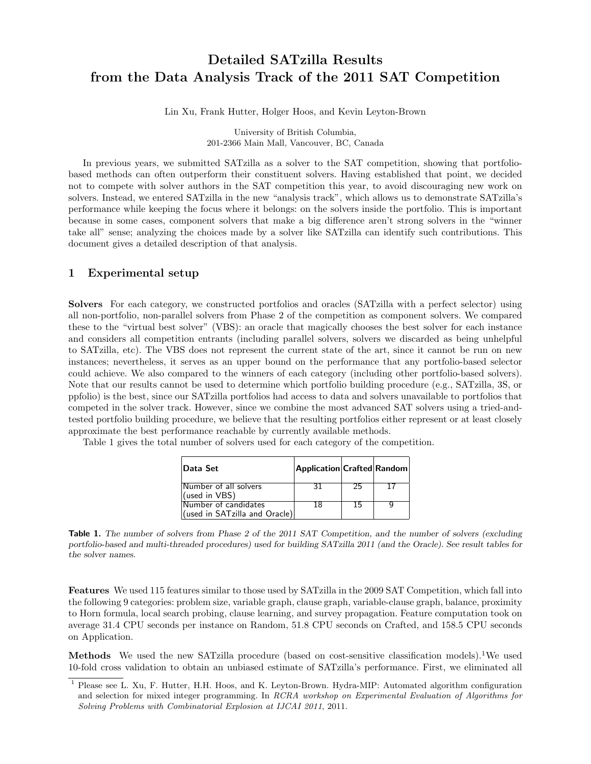# Detailed SATzilla Results from the Data Analysis Track of the 2011 SAT Competition

Lin Xu, Frank Hutter, Holger Hoos, and Kevin Leyton-Brown

University of British Columbia,
201-2366 Main Mall, Vancouver, BC, Canada

In previous years, we submitted SATzilla as a solver to the SAT competition, showing that portfolio-based methods can often outperform their constituent solvers. Having established that point, we decided not to compete with solver authors in the SAT competition this year, to avoid discouraging new work on solvers. Instead, we entered SATzilla in the new "analysis track", which allows us to demonstrate SATzilla's performance while keeping the focus where it belongs: on the solvers inside the portfolio. This is important because in some cases, component solvers that make a big difference aren't strong solvers in the "winner take all" sense; analyzing the choices made by a solver like SATzilla can identify such contributions. This document gives a detailed description of that analysis.

## 1 Experimental setup

**Solvers** For each category, we constructed portfolios and oracles (SATzilla with a perfect selector) using all non-portfolio, non-parallel solvers from Phase 2 of the competition as component solvers. We compared these to the "virtual best solver" (VBS): an oracle that magically chooses the best solver for each instance and considers all competition entrants (including parallel solvers, solvers we discarded as being unhelpful to SATzilla, etc). The VBS does not represent the current state of the art, since it cannot be run on new instances; nevertheless, it serves as an upper bound on the performance that any portfolio-based selector could achieve. We also compared to the winners of each category (including other portfolio-based solvers). Note that our results cannot be used to determine which portfolio building procedure (e.g., SATzilla, 3S, or ppfolio) is the best, since our SATzilla portfolios had access to data and solvers unavailable to portfolios that competed in the solver track. However, since we combine the most advanced SAT solvers using a tried-and-tested portfolio building procedure, we believe that the resulting portfolios either represent or at least closely approximate the best performance reachable by currently available methods.

Table 1 gives the total number of solvers used for each category of the competition.

| Data Set | Application | Crafted | Random |
|---|---|---|---|
| Number of all solvers (used in VBS) | 31 | 25 | 17 |
| Number of candidates (used in SATzilla and Oracle) | 18 | 15 | 9 |

**Table 1.** *The number of solvers from Phase 2 of the 2011 SAT Competition, and the number of solvers (excluding portfolio-based and multi-threaded procedures) used for building SATzilla 2011 (and the Oracle). See result tables for the solver names.*

**Features** We used 115 features similar to those used by SATzilla in the 2009 SAT Competition, which fall into the following 9 categories: problem size, variable graph, clause graph, variable-clause graph, balance, proximity to Horn formula, local search probing, clause learning, and survey propagation. Feature computation took on average 31.4 CPU seconds per instance on Random, 51.8 CPU seconds on Crafted, and 158.5 CPU seconds on Application.

**Methods** We used the new SATzilla procedure (based on cost-sensitive classification models).[1] We used 10-fold cross validation to obtain an unbiased estimate of SATzilla's performance. First, we eliminated all

[1] Please see L. Xu, F. Hutter, H.H. Hoos, and K. Leyton-Brown. Hydra-MIP: Automated algorithm configuration and selection for mixed integer programming. In *RCRA workshop on Experimental Evaluation of Algorithms for Solving Problems with Combinatorial Explosion at IJCAI 2011*, 2011.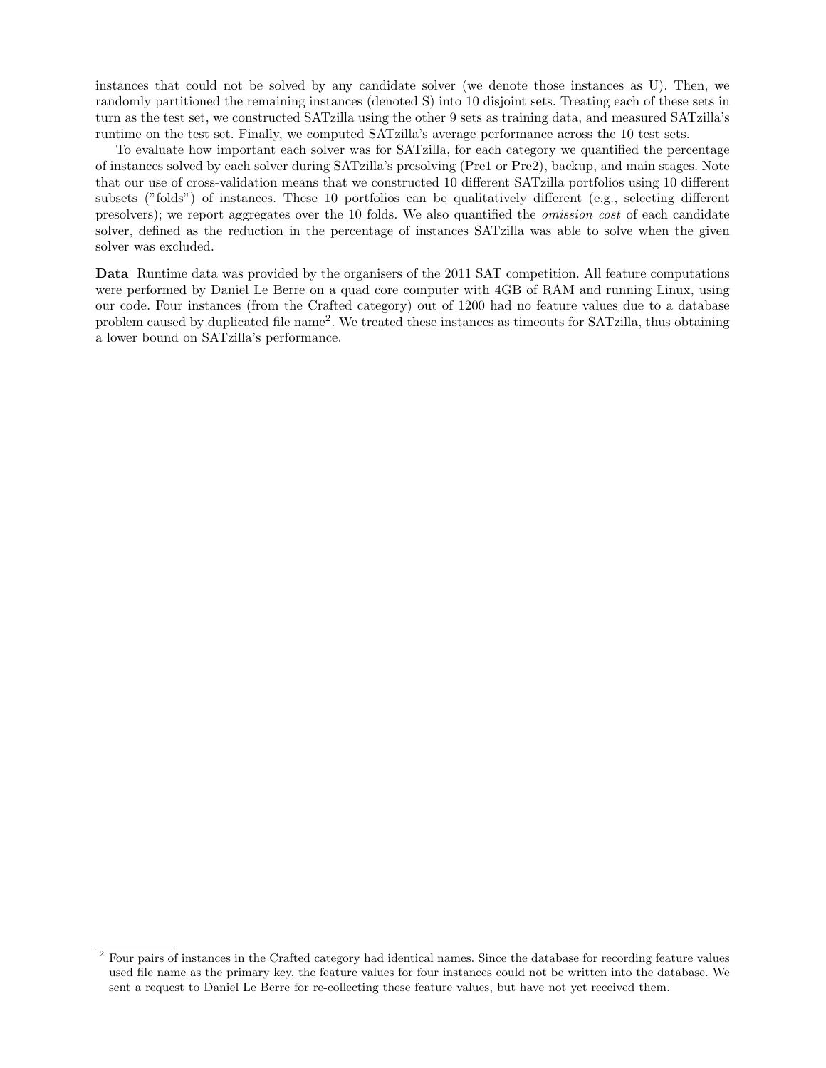instances that could not be solved by any candidate solver (we denote those instances as U). Then, we randomly partitioned the remaining instances (denoted S) into 10 disjoint sets. Treating each of these sets in turn as the test set, we constructed SATzilla using the other 9 sets as training data, and measured SATzilla's runtime on the test set. Finally, we computed SATzilla's average performance across the 10 test sets.

To evaluate how important each solver was for SATzilla, for each category we quantified the percentage of instances solved by each solver during SATzilla's presolving (Pre1 or Pre2), backup, and main stages. Note that our use of cross-validation means that we constructed 10 different SATzilla portfolios using 10 different subsets ("folds") of instances. These 10 portfolios can be qualitatively different (e.g., selecting different presolvers); we report aggregates over the 10 folds. We also quantified the *omission cost* of each candidate solver, defined as the reduction in the percentage of instances SATzilla was able to solve when the given solver was excluded.

**Data** Runtime data was provided by the organisers of the 2011 SAT competition. All feature computations were performed by Daniel Le Berre on a quad core computer with 4GB of RAM and running Linux, using our code. Four instances (from the Crafted category) out of 1200 had no feature values due to a database problem caused by duplicated file name[2]. We treated these instances as timeouts for SATzilla, thus obtaining a lower bound on SATzilla's performance.

[2] Four pairs of instances in the Crafted category had identical names. Since the database for recording feature values used file name as the primary key, the feature values for four instances could not be written into the database. We sent a request to Daniel Le Berre for re-collecting these feature values, but have not yet received them.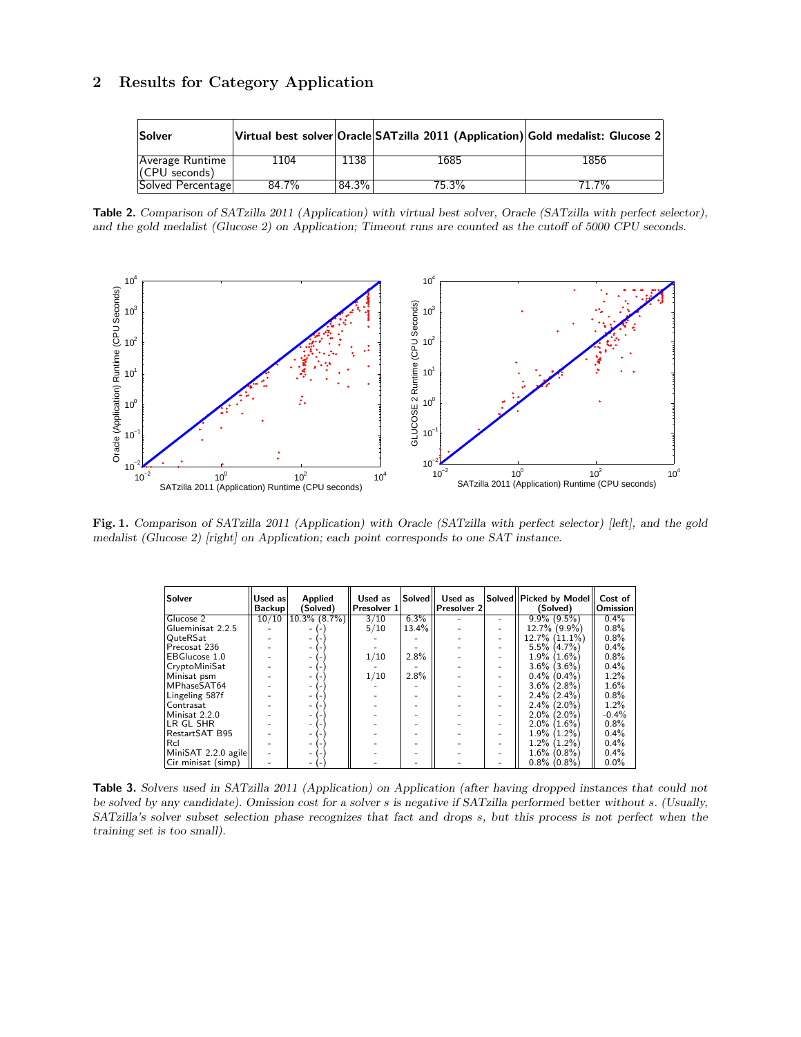## 2 Results for Category Application

| Solver | Virtual best solver | Oracle | SATzilla 2011 (Application) | Gold medalist: Glucose 2 |
|---|---|---|---|---|
| Average Runtime (CPU seconds) | 1104 | 1138 | 1685 | 1856 |
| Solved Percentage | 84.7% | 84.3% | 75.3% | 71.7% |

**Table 2.** *Comparison of SATzilla 2011 (Application) with virtual best solver, Oracle (SATzilla with perfect selector), and the gold medalist (Glucose 2) on Application; Timeout runs are counted as the cutoff of 5000 CPU seconds.*

**Fig. 1.** *Comparison of SATzilla 2011 (Application) with Oracle (SATzilla with perfect selector) [left], and the gold medalist (Glucose 2) [right] on Application; each point corresponds to one SAT instance.*

| Solver | Used as Backup | Applied (Solved) | Used as Presolver 1 | Solved | Used as Presolver 2 | Solved | Picked by Model (Solved) | Cost of Omission |
|---|---|---|---|---|---|---|---|---|
| Glucose 2 | 10/10 | 10.3% (8.7%) | 3/10 | 6.3% | - | - | 9.9% (9.5%) | 0.4% |
| Glueminisat 2.2.5 | - | - (-) | 5/10 | 13.4% | - | - | 12.7% (9.9%) | 0.8% |
| QuteRSat | - | - (-) | - | - | - | - | 12.7% (11.1%) | 0.8% |
| Precosat 236 | - | - (-) | - | - | - | - | 5.5% (4.7%) | 0.4% |
| EBGlucose 1.0 | - | - (-) | 1/10 | 2.8% | - | - | 1.9% (1.6%) | 0.8% |
| CryptoMiniSat | - | - (-) | - | - | - | - | 3.6% (3.6%) | 0.4% |
| Minisat psm | - | - (-) | 1/10 | 2.8% | - | - | 0.4% (0.4%) | 1.2% |
| MPhaseSAT64 | - | - (-) | - | - | - | - | 3.6% (2.8%) | 1.6% |
| Lingeling 587f | - | - (-) | - | - | - | - | 2.4% (2.4%) | 0.8% |
| Contrasat | - | - (-) | - | - | - | - | 2.4% (2.0%) | 1.2% |
| Minisat 2.2.0 | - | - (-) | - | - | - | - | 2.0% (2.0%) | -0.4% |
| LR GL SHR | - | - (-) | - | - | - | - | 2.0% (1.6%) | 0.8% |
| RestartSAT B95 | - | - (-) | - | - | - | - | 1.9% (1.2%) | 0.4% |
| Rcl | - | - (-) | - | - | - | - | 1.2% (1.2%) | 0.4% |
| MiniSAT 2.2.0 agile | - | - (-) | - | - | - | - | 1.6% (0.8%) | 0.4% |
| Cir minisat (simp) | - | - (-) | - | - | - | - | 0.8% (0.8%) | 0.0% |

**Table 3.** *Solvers used in SATzilla 2011 (Application) on Application (after having dropped instances that could not be solved by any candidate). Omission cost for a solver s is negative if SATzilla performed* better *without s. (Usually, SATzilla's solver subset selection phase recognizes that fact and drops s, but this process is not perfect when the training set is too small).*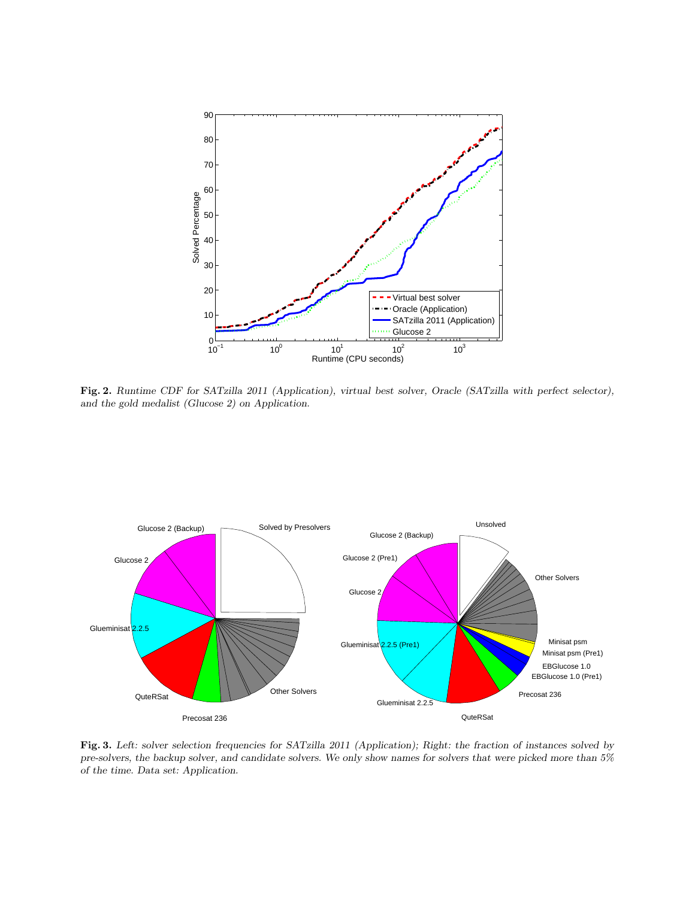**Fig. 2.** *Runtime CDF for SATzilla 2011 (Application), virtual best solver, Oracle (SATzilla with perfect selector), and the gold medalist (Glucose 2) on Application.*

**Fig. 3.** *Left: solver selection frequencies for SATzilla 2011 (Application); Right: the fraction of instances solved by pre-solvers, the backup solver, and candidate solvers. We only show names for solvers that were picked more than 5% of the time. Data set: Application.*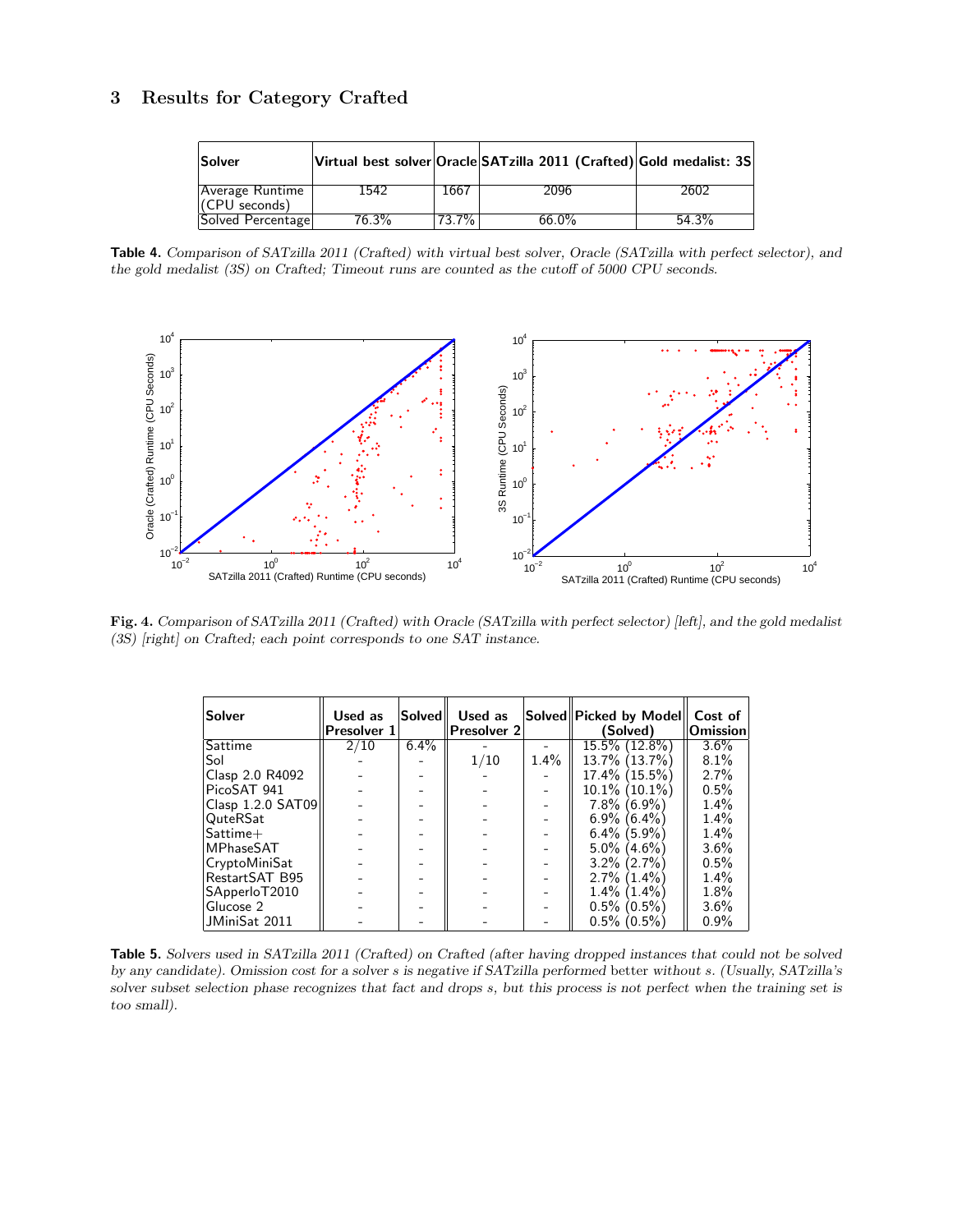## 3 Results for Category Crafted

| Solver | Virtual best solver | Oracle | SATzilla 2011 (Crafted) | Gold medalist: 3S |
|---|---|---|---|---|
| Average Runtime (CPU seconds) | 1542 | 1667 | 2096 | 2602 |
| Solved Percentage | 76.3% | 73.7% | 66.0% | 54.3% |

**Table 4.** *Comparison of SATzilla 2011 (Crafted) with virtual best solver, Oracle (SATzilla with perfect selector), and the gold medalist (3S) on Crafted; Timeout runs are counted as the cutoff of 5000 CPU seconds.*

**Fig. 4.** *Comparison of SATzilla 2011 (Crafted) with Oracle (SATzilla with perfect selector) [left], and the gold medalist (3S) [right] on Crafted; each point corresponds to one SAT instance.*

| Solver | Used as Presolver 1 | Solved | Used as Presolver 2 | Solved | Picked by Model (Solved) | Cost of Omission |
|---|---|---|---|---|---|---|
| Sattime | 2/10 | 6.4% | - | - | 15.5% (12.8%) | 3.6% |
| Sol | - | - | 1/10 | 1.4% | 13.7% (13.7%) | 8.1% |
| Clasp 2.0 R4092 | - | - | - | - | 17.4% (15.5%) | 2.7% |
| PicoSAT 941 | - | - | - | - | 10.1% (10.1%) | 0.5% |
| Clasp 1.2.0 SAT09 | - | - | - | - | 7.8% (6.9%) | 1.4% |
| QuteRSat | - | - | - | - | 6.9% (6.4%) | 1.4% |
| Sattime+ | - | - | - | - | 6.4% (5.9%) | 1.4% |
| MPhaseSAT | - | - | - | - | 5.0% (4.6%) | 3.6% |
| CryptoMiniSat | - | - | - | - | 3.2% (2.7%) | 0.5% |
| RestartSAT B95 | - | - | - | - | 2.7% (1.4%) | 1.4% |
| SApperloT2010 | - | - | - | - | 1.4% (1.4%) | 1.8% |
| Glucose 2 | - | - | - | - | 0.5% (0.5%) | 3.6% |
| JMiniSat 2011 | - | - | - | - | 0.5% (0.5%) | 0.9% |

**Table 5.** *Solvers used in SATzilla 2011 (Crafted) on Crafted (after having dropped instances that could not be solved by any candidate). Omission cost for a solver s is negative if SATzilla performed* better *without s. (Usually, SATzilla's solver subset selection phase recognizes that fact and drops s, but this process is not perfect when the training set is too small).*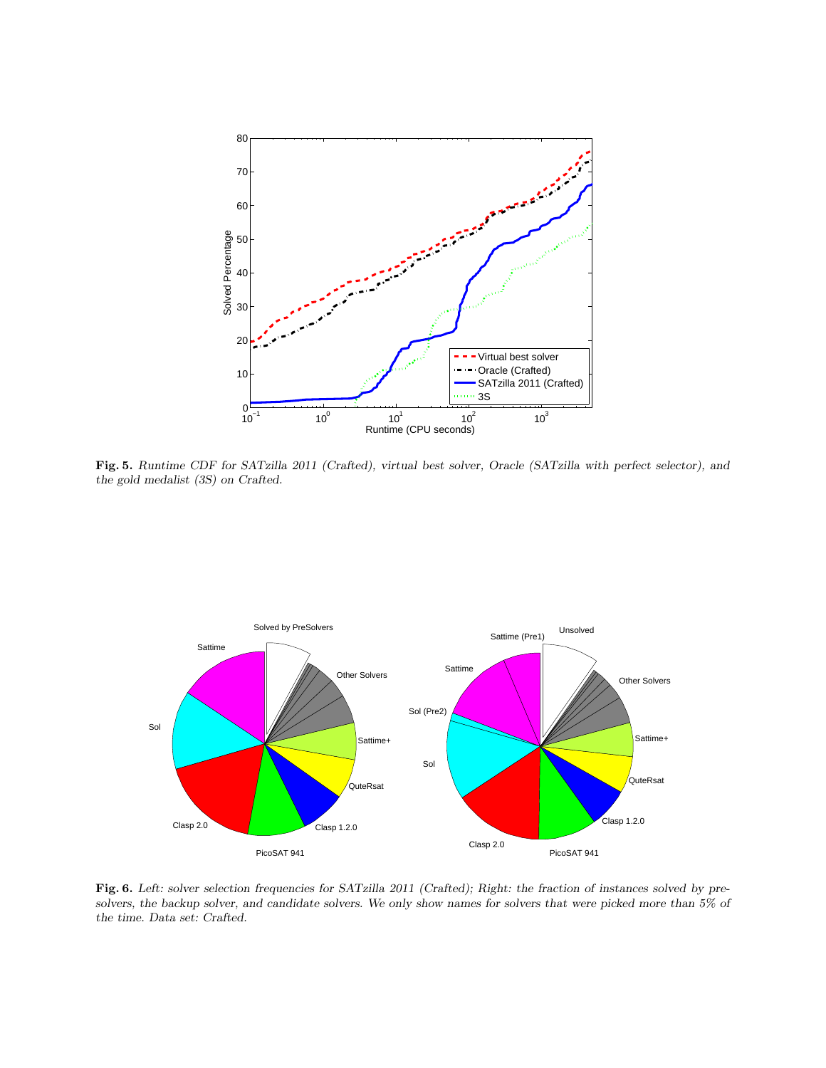**Fig. 5.** *Runtime CDF for SATzilla 2011 (Crafted), virtual best solver, Oracle (SATzilla with perfect selector), and the gold medalist (3S) on Crafted.*

**Fig. 6.** *Left: solver selection frequencies for SATzilla 2011 (Crafted); Right: the fraction of instances solved by pre-solvers, the backup solver, and candidate solvers. We only show names for solvers that were picked more than 5% of the time. Data set: Crafted.*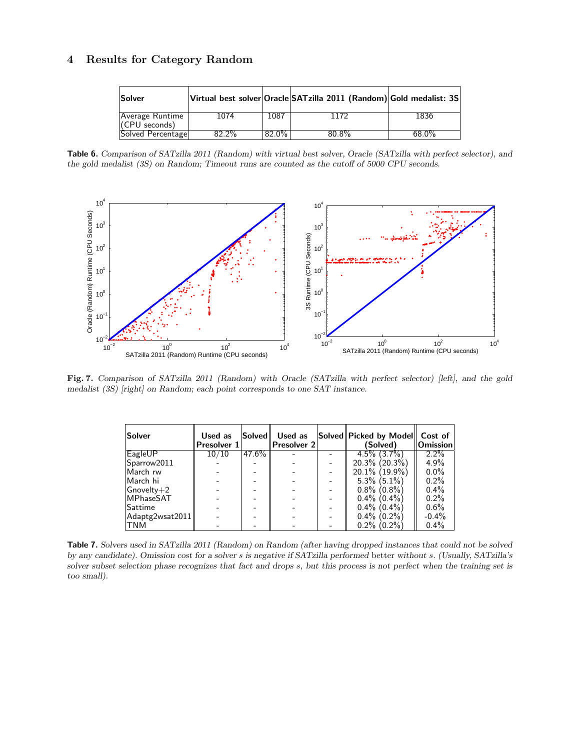## 4 Results for Category Random

| Solver | Virtual best solver | Oracle | SATzilla 2011 (Random) | Gold medalist: 3S |
|---|---|---|---|---|
| Average Runtime (CPU seconds) | 1074 | 1087 | 1172 | 1836 |
| Solved Percentage | 82.2% | 82.0% | 80.8% | 68.0% |

**Table 6.** *Comparison of SATzilla 2011 (Random) with virtual best solver, Oracle (SATzilla with perfect selector), and the gold medalist (3S) on Random; Timeout runs are counted as the cutoff of 5000 CPU seconds.*

**Fig. 7.** *Comparison of SATzilla 2011 (Random) with Oracle (SATzilla with perfect selector) [left], and the gold medalist (3S) [right] on Random; each point corresponds to one SAT instance.*

| Solver | Used as Presolver 1 | Solved | Used as Presolver 2 | Solved | Picked by Model (Solved) | Cost of Omission |
|---|---|---|---|---|---|---|
| EagleUP | 10/10 | 47.6% | - | - | 4.5% (3.7%) | 2.2% |
| Sparrow2011 | - | - | - | - | 20.3% (20.3%) | 4.9% |
| March rw | - | - | - | - | 20.1% (19.9%) | 0.0% |
| March hi | - | - | - | - | 5.3% (5.1%) | 0.2% |
| Gnovelty+2 | - | - | - | - | 0.8% (0.8%) | 0.4% |
| MPhaseSAT | - | - | - | - | 0.4% (0.4%) | 0.2% |
| Sattime | - | - | - | - | 0.4% (0.4%) | 0.6% |
| Adaptg2wsat2011 | - | - | - | - | 0.4% (0.2%) | -0.4% |
| TNM | - | - | - | - | 0.2% (0.2%) | 0.4% |

**Table 7.** *Solvers used in SATzilla 2011 (Random) on Random (after having dropped instances that could not be solved by any candidate). Omission cost for a solver s is negative if SATzilla performed better without s. (Usually, SATzilla's solver subset selection phase recognizes that fact and drops s, but this process is not perfect when the training set is too small).*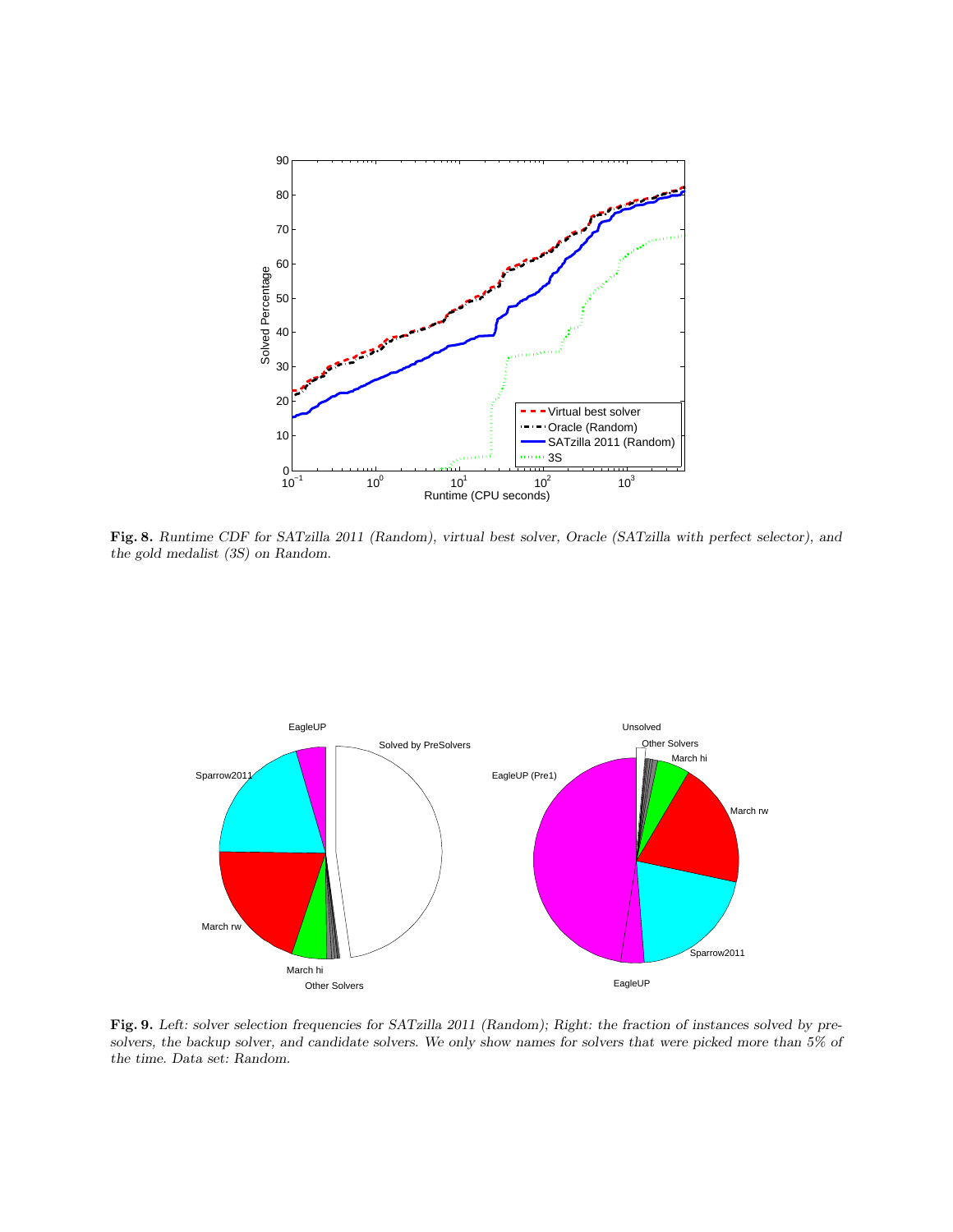90
80
70
60
50
40
30
20
10
0

Solved Percentage

$10^{-1}$ $10^{0}$ $10^{1}$ $10^{2}$ $10^{3}$

Runtime (CPU seconds)

Virtual best solver
Oracle (Random)
SATzilla 2011 (Random)
3S

**Fig. 8.** *Runtime CDF for SATzilla 2011 (Random), virtual best solver, Oracle (SATzilla with perfect selector), and the gold medalist (3S) on Random.*

EagleUP
Solved by PreSolvers
Sparrow2011
March rw
March hi
Other Solvers

Unsolved
Other Solvers
March hi
EagleUP (Pre1)
March rw
Sparrow2011
EagleUP

**Fig. 9.** *Left: solver selection frequencies for SATzilla 2011 (Random); Right: the fraction of instances solved by presolvers, the backup solver, and candidate solvers. We only show names for solvers that were picked more than 5% of the time. Data set: Random.*